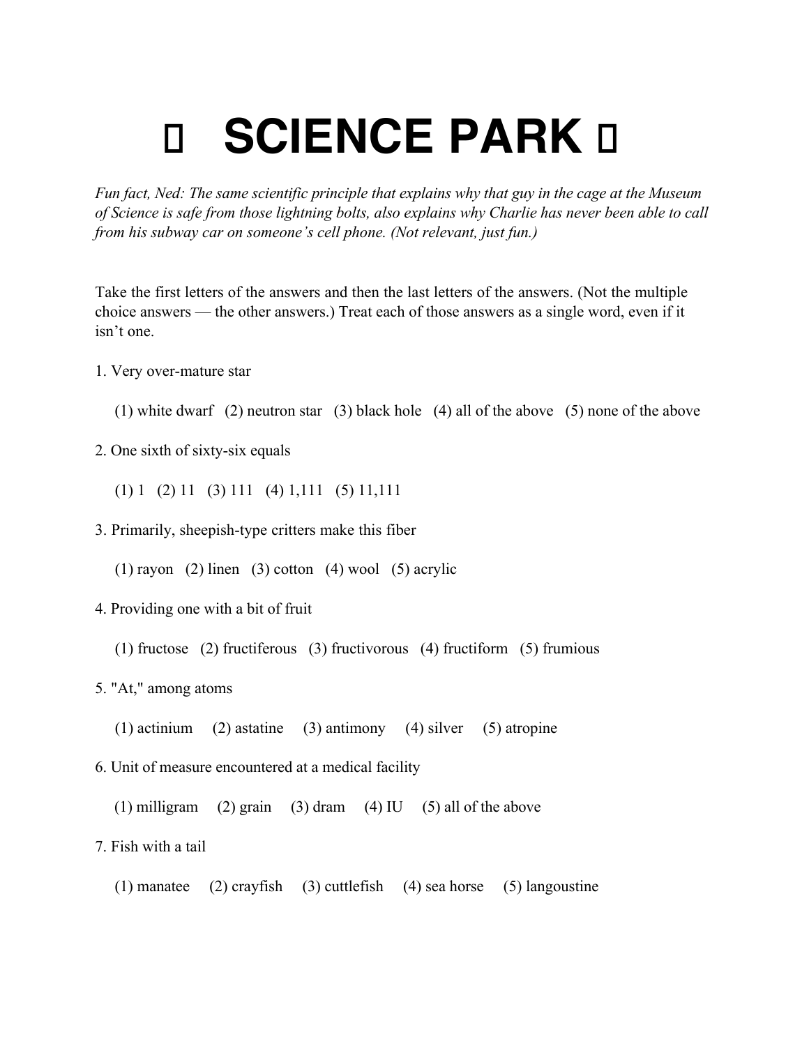# □ SCIENCE PARK □

*Fun fact, Ned: The same scientific principle that explains why that guy in the cage at the Museum of Science is safe from those lightning bolts, also explains why Charlie has never been able to call from his subway car on someone's cell phone. (Not relevant, just fun.)*

Take the first letters of the answers and then the last letters of the answers. (Not the multiple choice answers — the other answers.) Treat each of those answers as a single word, even if it isn't one.

1. Very over-mature star

   (1) white dwarf (2) neutron star (3) black hole (4) all of the above (5) none of the above

2. One sixth of sixty-six equals

   (1) 1 (2) 11 (3) 111 (4) 1,111 (5) 11,111

3. Primarily, sheepish-type critters make this fiber

   (1) rayon (2) linen (3) cotton (4) wool (5) acrylic

4. Providing one with a bit of fruit

   (1) fructose (2) fructiferous (3) fructivorous (4) fructiform (5) frumious

5. "At," among atoms

   (1) actinium (2) astatine (3) antimony (4) silver (5) atropine

6. Unit of measure encountered at a medical facility

   (1) milligram (2) grain (3) dram (4) IU (5) all of the above

7. Fish with a tail

   (1) manatee (2) crayfish (3) cuttlefish (4) sea horse (5) langoustine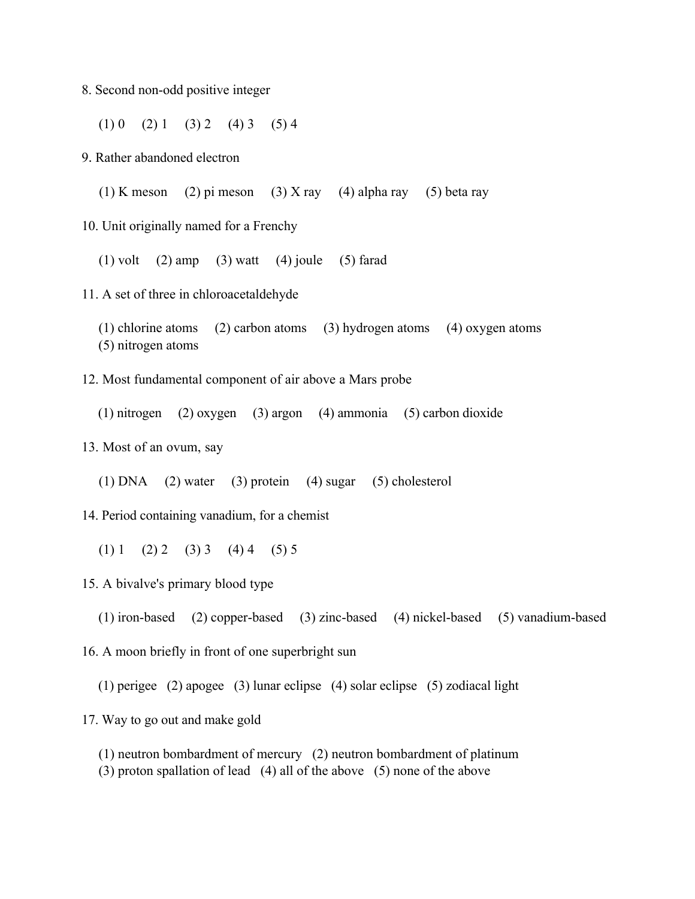8. Second non-odd positive integer

(1) 0  (2) 1  (3) 2  (4) 3  (5) 4

9. Rather abandoned electron

(1) K meson  (2) pi meson  (3) X ray  (4) alpha ray  (5) beta ray

10. Unit originally named for a Frenchy

(1) volt  (2) amp  (3) watt  (4) joule  (5) farad

11. A set of three in chloroacetaldehyde

(1) chlorine atoms  (2) carbon atoms  (3) hydrogen atoms  (4) oxygen atoms  
(5) nitrogen atoms

12. Most fundamental component of air above a Mars probe

(1) nitrogen  (2) oxygen  (3) argon  (4) ammonia  (5) carbon dioxide

13. Most of an ovum, say

(1) DNA  (2) water  (3) protein  (4) sugar  (5) cholesterol

14. Period containing vanadium, for a chemist

(1) 1  (2) 2  (3) 3  (4) 4  (5) 5

15. A bivalve's primary blood type

(1) iron-based  (2) copper-based  (3) zinc-based  (4) nickel-based  (5) vanadium-based

16. A moon briefly in front of one superbright sun

(1) perigee  (2) apogee  (3) lunar eclipse  (4) solar eclipse  (5) zodiacal light

17. Way to go out and make gold

(1) neutron bombardment of mercury  (2) neutron bombardment of platinum  
(3) proton spallation of lead  (4) all of the above  (5) none of the above